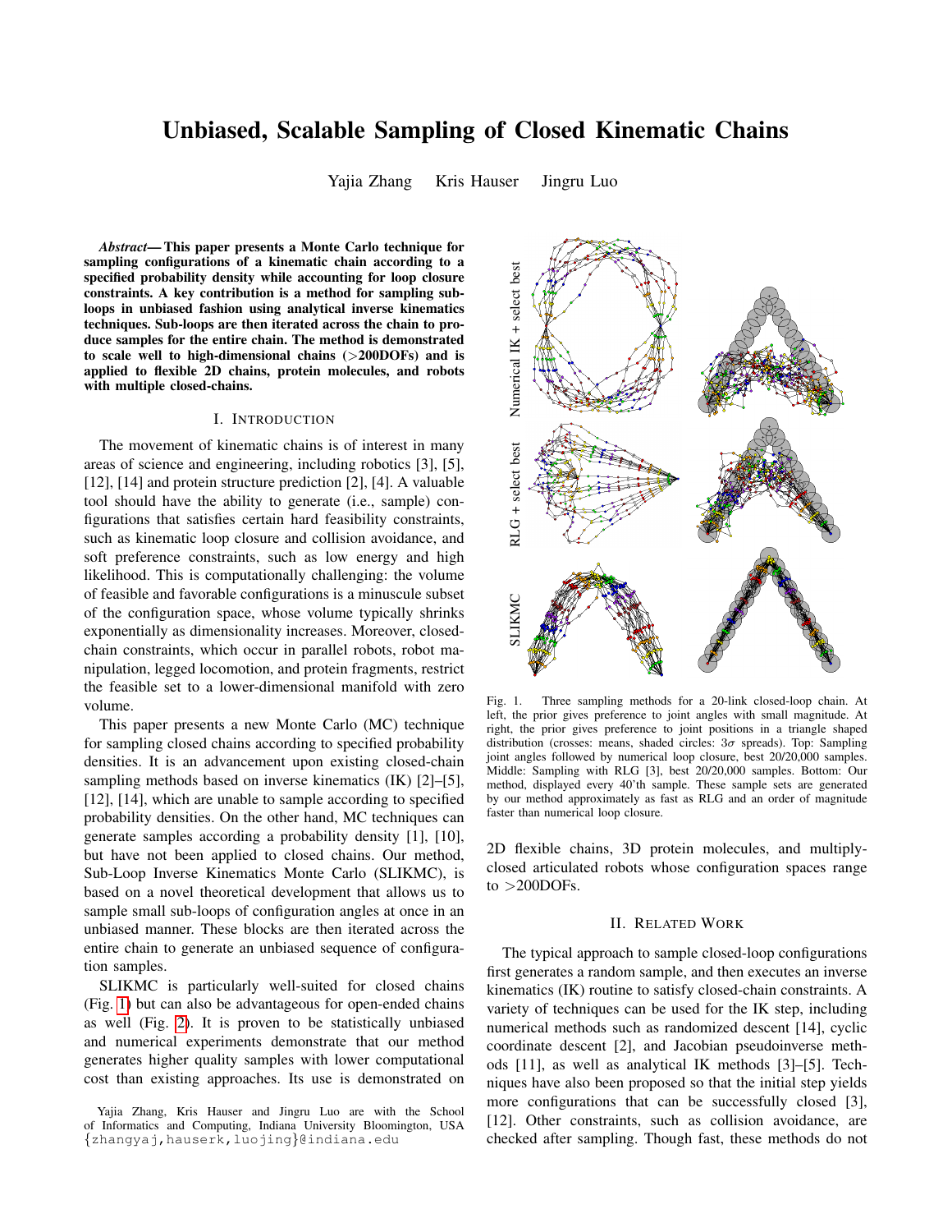# Unbiased, Scalable Sampling of Closed Kinematic Chains

Yajia Zhang Kris Hauser Jingru Luo

***Abstract*— This paper presents a Monte Carlo technique for sampling configurations of a kinematic chain according to a specified probability density while accounting for loop closure constraints. A key contribution is a method for sampling sub-loops in unbiased fashion using analytical inverse kinematics techniques. Sub-loops are then iterated across the chain to produce samples for the entire chain. The method is demonstrated to scale well to high-dimensional chains (>200DOFs) and is applied to flexible 2D chains, protein molecules, and robots with multiple closed-chains.**

## I. Introduction

The movement of kinematic chains is of interest in many areas of science and engineering, including robotics [3], [5], [12], [14] and protein structure prediction [2], [4]. A valuable tool should have the ability to generate (i.e., sample) configurations that satisfies certain hard feasibility constraints, such as kinematic loop closure and collision avoidance, and soft preference constraints, such as low energy and high likelihood. This is computationally challenging: the volume of feasible and favorable configurations is a minuscule subset of the configuration space, whose volume typically shrinks exponentially as dimensionality increases. Moreover, closed-chain constraints, which occur in parallel robots, robot manipulation, legged locomotion, and protein fragments, restrict the feasible set to a lower-dimensional manifold with zero volume.

This paper presents a new Monte Carlo (MC) technique for sampling closed chains according to specified probability densities. It is an advancement upon existing closed-chain sampling methods based on inverse kinematics (IK) [2]–[5], [12], [14], which are unable to sample according to specified probability densities. On the other hand, MC techniques can generate samples according a probability density [1], [10], but have not been applied to closed chains. Our method, Sub-Loop Inverse Kinematics Monte Carlo (SLIKMC), is based on a novel theoretical development that allows us to sample small sub-loops of configuration angles at once in an unbiased manner. These blocks are then iterated across the entire chain to generate an unbiased sequence of configuration samples.

SLIKMC is particularly well-suited for closed chains (Fig. 1) but can also be advantageous for open-ended chains as well (Fig. 2). It is proven to be statistically unbiased and numerical experiments demonstrate that our method generates higher quality samples with lower computational cost than existing approaches. Its use is demonstrated on 2D flexible chains, 3D protein molecules, and multiply-closed articulated robots whose configuration spaces range to >200DOFs.

Fig. 1. Three sampling methods for a 20-link closed-loop chain. At left, the prior gives preference to joint angles with small magnitude. At right, the prior gives preference to joint positions in a triangle shaped distribution (crosses: means, shaded circles: 3$\sigma$ spreads). Top: Sampling joint angles followed by numerical loop closure, best 20/20,000 samples. Middle: Sampling with RLG [3], best 20/20,000 samples. Bottom: Our method, displayed every 40'th sample. These sample sets are generated by our method approximately as fast as RLG and an order of magnitude faster than numerical loop closure.

## II. Related Work

The typical approach to sample closed-loop configurations first generates a random sample, and then executes an inverse kinematics (IK) routine to satisfy closed-chain constraints. A variety of techniques can be used for the IK step, including numerical methods such as randomized descent [14], cyclic coordinate descent [2], and Jacobian pseudoinverse methods [11], as well as analytical IK methods [3]–[5]. Techniques have also been proposed so that the initial step yields more configurations that can be successfully closed [3], [12]. Other constraints, such as collision avoidance, are checked after sampling. Though fast, these methods do not

Yajia Zhang, Kris Hauser and Jingru Luo are with the School of Informatics and Computing, Indiana University Bloomington, USA {zhangyaj,hauserk,luojing}@indiana.edu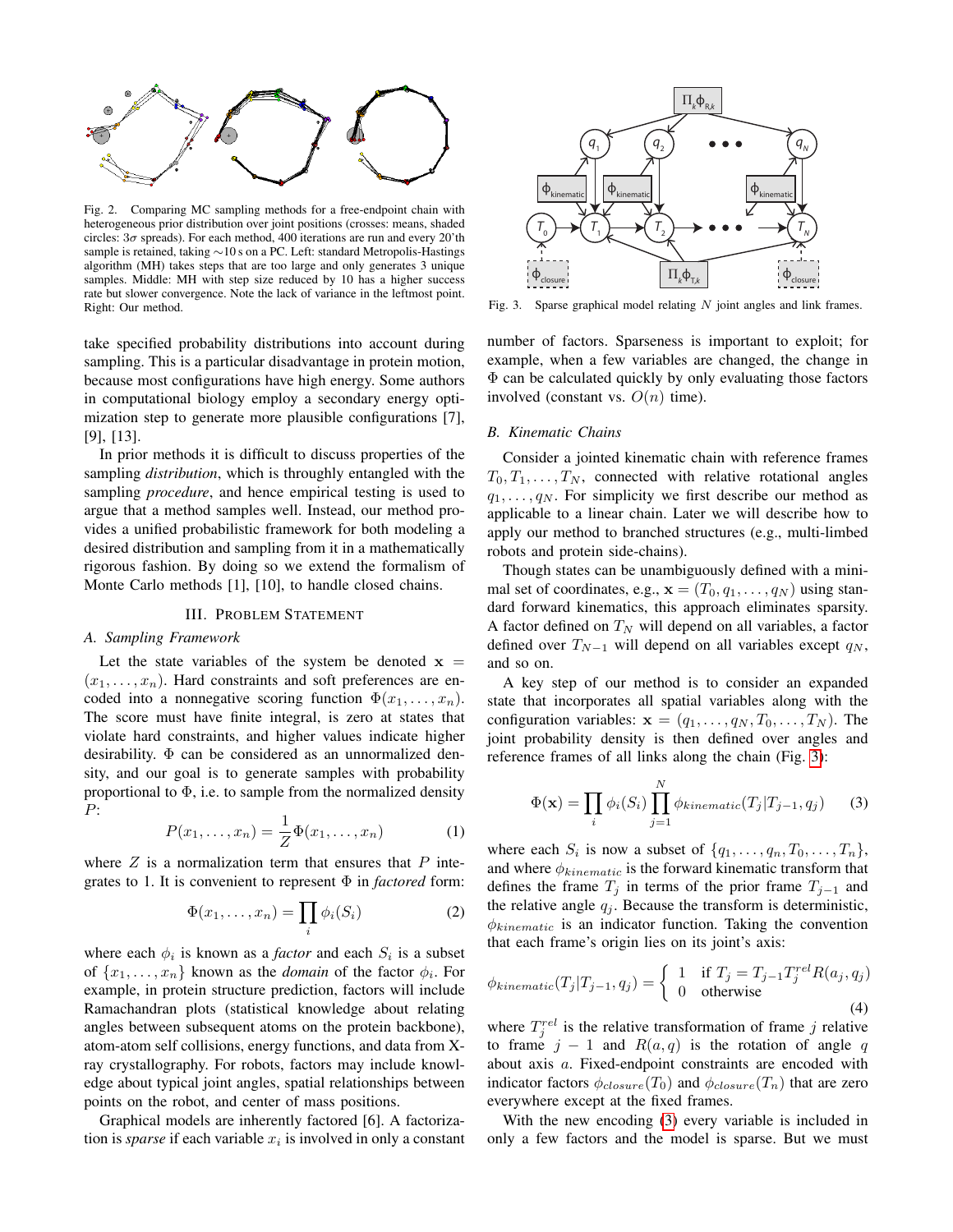Fig. 2. Comparing MC sampling methods for a free-endpoint chain with heterogeneous prior distribution over joint positions (crosses: means, shaded circles: $3\sigma$ spreads). For each method, 400 iterations are run and every 20'th sample is retained, taking ~10 s on a PC. Left: standard Metropolis-Hastings algorithm (MH) takes steps that are too large and only generates 3 unique samples. Middle: MH with step size reduced by 10 has a higher success rate but slower convergence. Note the lack of variance in the leftmost point. Right: Our method.

Fig. 3. Sparse graphical model relating $N$ joint angles and link frames.

take specified probability distributions into account during sampling. This is a particular disadvantage in protein motion, because most configurations have high energy. Some authors in computational biology employ a secondary energy optimization step to generate more plausible configurations [7], [9], [13].

In prior methods it is difficult to discuss properties of the sampling *distribution*, which is throughly entangled with the sampling *procedure*, and hence empirical testing is used to argue that a method samples well. Instead, our method provides a unified probabilistic framework for both modeling a desired distribution and sampling from it in a mathematically rigorous fashion. By doing so we extend the formalism of Monte Carlo methods [1], [10], to handle closed chains.

## III. Problem Statement

### A. Sampling Framework

Let the state variables of the system be denoted $\mathbf{x} = (x_1, \ldots, x_n)$. Hard constraints and soft preferences are encoded into a nonnegative scoring function $\Phi(x_1, \ldots, x_n)$. The score must have finite integral, is zero at states that violate hard constraints, and higher values indicate higher desirability. $\Phi$ can be considered as an unnormalized density, and our goal is to generate samples with probability proportional to $\Phi$, i.e. to sample from the normalized density $P$:

$$P(x_1, \ldots, x_n) = \frac{1}{Z}\Phi(x_1, \ldots, x_n) \tag{1}$$

where $Z$ is a normalization term that ensures that $P$ integrates to 1. It is convenient to represent $\Phi$ in *factored* form:

$$\Phi(x_1, \ldots, x_n) = \prod_i \phi_i(S_i) \tag{2}$$

where each $\phi_i$ is known as a *factor* and each $S_i$ is a subset of $\{x_1, \ldots, x_n\}$ known as the *domain* of the factor $\phi_i$. For example, in protein structure prediction, factors will include Ramachandran plots (statistical knowledge about relating angles between subsequent atoms on the protein backbone), atom-atom self collisions, energy functions, and data from X-ray crystallography. For robots, factors may include knowledge about typical joint angles, spatial relationships between points on the robot, and center of mass positions.

Graphical models are inherently factored [6]. A factorization is *sparse* if each variable $x_i$ is involved in only a constant number of factors. Sparseness is important to exploit; for example, when a few variables are changed, the change in $\Phi$ can be calculated quickly by only evaluating those factors involved (constant vs. $O(n)$ time).

### B. Kinematic Chains

Consider a jointed kinematic chain with reference frames $T_0, T_1, \ldots, T_N$, connected with relative rotational angles $q_1, \ldots, q_N$. For simplicity we first describe our method as applicable to a linear chain. Later we will describe how to apply our method to branched structures (e.g., multi-limbed robots and protein side-chains).

Though states can be unambiguously defined with a minimal set of coordinates, e.g., $\mathbf{x} = (T_0, q_1, \ldots, q_N)$ using standard forward kinematics, this approach eliminates sparsity. A factor defined on $T_N$ will depend on all variables, a factor defined over $T_{N-1}$ will depend on all variables except $q_N$, and so on.

A key step of our method is to consider an expanded state that incorporates all spatial variables along with the configuration variables: $\mathbf{x} = (q_1, \ldots, q_N, T_0, \ldots, T_N)$. The joint probability density is then defined over angles and reference frames of all links along the chain (Fig. 3):

$$\Phi(\mathbf{x}) = \prod_i \phi_i(S_i) \prod_{j=1}^{N} \phi_{kinematic}(T_j | T_{j-1}, q_j) \tag{3}$$

where each $S_i$ is now a subset of $\{q_1, \ldots, q_n, T_0, \ldots, T_n\}$, and where $\phi_{kinematic}$ is the forward kinematic transform that defines the frame $T_j$ in terms of the prior frame $T_{j-1}$ and the relative angle $q_j$. Because the transform is deterministic, $\phi_{kinematic}$ is an indicator function. Taking the convention that each frame's origin lies on its joint's axis:

$$\phi_{kinematic}(T_j | T_{j-1}, q_j) = \begin{cases} 1 & \text{if } T_j = T_{j-1} T_j^{rel} R(a_j, q_j) \\ 0 & \text{otherwise} \end{cases} \tag{4}$$

where $T_j^{rel}$ is the relative transformation of frame $j$ relative to frame $j-1$ and $R(a, q)$ is the rotation of angle $q$ about axis $a$. Fixed-endpoint constraints are encoded with indicator factors $\phi_{closure}(T_0)$ and $\phi_{closure}(T_n)$ that are zero everywhere except at the fixed frames.

With the new encoding (3) every variable is included in only a few factors and the model is sparse. But we must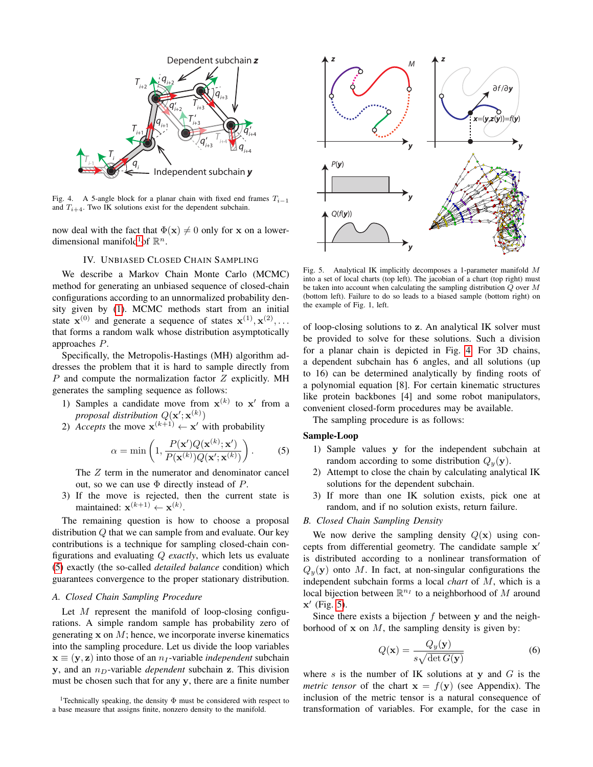Fig. 4. A 5-angle block for a planar chain with fixed end frames $T_{i-1}$ and $T_{i+4}$. Two IK solutions exist for the dependent subchain.

now deal with the fact that $\Phi(\mathbf{x}) \neq 0$ only for $\mathbf{x}$ on a lower-dimensional manifold[1] of $\mathbb{R}^n$.

## IV. Unbiased Closed Chain Sampling

We describe a Markov Chain Monte Carlo (MCMC) method for generating an unbiased sequence of closed-chain configurations according to an unnormalized probability density given by (1). MCMC methods start from an initial state $\mathbf{x}^{(0)}$ and generate a sequence of states $\mathbf{x}^{(1)}, \mathbf{x}^{(2)}, \ldots$ that forms a random walk whose distribution asymptotically approaches $P$.

Specifically, the Metropolis-Hastings (MH) algorithm addresses the problem that it is hard to sample directly from $P$ and compute the normalization factor $Z$ explicitly. MH generates the sampling sequence as follows:

1) Samples a candidate move from $\mathbf{x}^{(k)}$ to $\mathbf{x}'$ from a *proposal distribution* $Q(\mathbf{x}'; \mathbf{x}^{(k)})$
2) *Accepts* the move $\mathbf{x}^{(k+1)} \leftarrow \mathbf{x}'$ with probability

$$\alpha = \min\left(1, \frac{P(\mathbf{x}')Q(\mathbf{x}^{(k)}; \mathbf{x}')}{P(\mathbf{x}^{(k)})Q(\mathbf{x}'; \mathbf{x}^{(k)})}\right). \tag{5}$$

The $Z$ term in the numerator and denominator cancel out, so we can use $\Phi$ directly instead of $P$.

3) If the move is rejected, then the current state is maintained: $\mathbf{x}^{(k+1)} \leftarrow \mathbf{x}^{(k)}$.

The remaining question is how to choose a proposal distribution $Q$ that we can sample from and evaluate. Our key contributions is a technique for sampling closed-chain configurations and evaluating $Q$ *exactly*, which lets us evaluate (5) exactly (the so-called *detailed balance* condition) which guarantees convergence to the proper stationary distribution.

### A. Closed Chain Sampling Procedure

Let $M$ represent the manifold of loop-closing configurations. A simple random sample has probability zero of generating $\mathbf{x}$ on $M$; hence, we incorporate inverse kinematics into the sampling procedure. Let us divide the loop variables $\mathbf{x} \equiv (\mathbf{y}, \mathbf{z})$ into those of an $n_I$-variable *independent* subchain $\mathbf{y}$, and an $n_D$-variable *dependent* subchain $\mathbf{z}$. This division must be chosen such that for any $\mathbf{y}$, there are a finite number of loop-closing solutions to $\mathbf{z}$. An analytical IK solver must be provided to solve for these solutions. Such a division for a planar chain is depicted in Fig. 4. For 3D chains, a dependent subchain has 6 angles, and all solutions (up to 16) can be determined analytically by finding roots of a polynomial equation [8]. For certain kinematic structures like protein backbones [4] and some robot manipulators, convenient closed-form procedures may be available.

[1] Technically speaking, the density $\Phi$ must be considered with respect to a base measure that assigns finite, nonzero density to the manifold.

Fig. 5. Analytical IK implicitly decomposes a 1-parameter manifold $M$ into a set of local charts (top left). The jacobian of a chart (top right) must be taken into account when calculating the sampling distribution $Q$ over $M$ (bottom left). Failure to do so leads to a biased sample (bottom right) on the example of Fig. 1, left.

The sampling procedure is as follows:

**Sample-Loop**

1) Sample values $\mathbf{y}$ for the independent subchain at random according to some distribution $Q_y(\mathbf{y})$.
2) Attempt to close the chain by calculating analytical IK solutions for the dependent subchain.
3) If more than one IK solution exists, pick one at random, and if no solution exists, return failure.

### B. Closed Chain Sampling Density

We now derive the sampling density $Q(\mathbf{x})$ using concepts from differential geometry. The candidate sample $\mathbf{x}'$ is distributed according to a nonlinear transformation of $Q_y(\mathbf{y})$ onto $M$. In fact, at non-singular configurations the independent subchain forms a local *chart* of $M$, which is a local bijection between $\mathbb{R}^{n_I}$ to a neighborhood of $M$ around $\mathbf{x}'$ (Fig. 5).

Since there exists a bijection $f$ between $\mathbf{y}$ and the neighborhood of $\mathbf{x}$ on $M$, the sampling density is given by:

$$Q(\mathbf{x}) = \frac{Q_y(\mathbf{y})}{s\sqrt{\det G(\mathbf{y})}} \tag{6}$$

where $s$ is the number of IK solutions at $\mathbf{y}$ and $G$ is the *metric tensor* of the chart $\mathbf{x} = f(\mathbf{y})$ (see Appendix). The inclusion of the metric tensor is a natural consequence of transformation of variables. For example, for the case in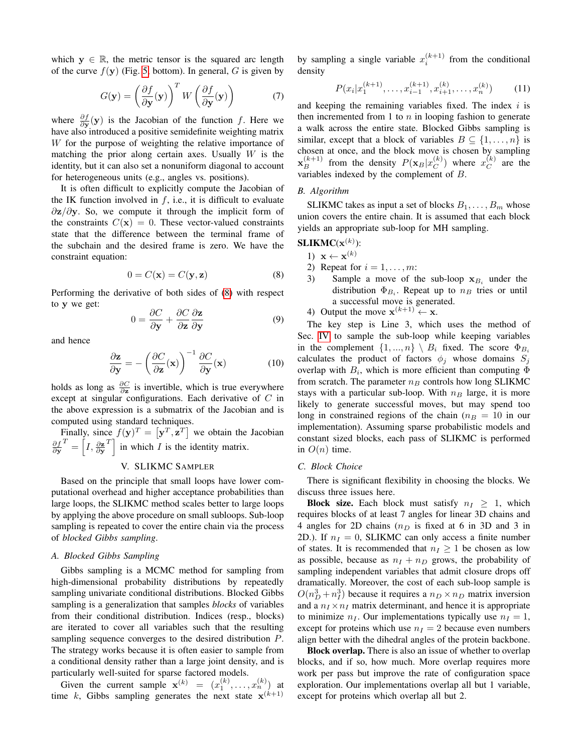which $\mathbf{y} \in \mathbb{R}$, the metric tensor is the squared arc length of the curve $f(\mathbf{y})$ (Fig. 5, bottom). In general, $G$ is given by

$$G(\mathbf{y}) = \left(\frac{\partial f}{\partial \mathbf{y}}(\mathbf{y})\right)^T W \left(\frac{\partial f}{\partial \mathbf{y}}(\mathbf{y})\right) \tag{7}$$

where $\frac{\partial f}{\partial \mathbf{y}}(\mathbf{y})$ is the Jacobian of the function $f$. Here we have also introduced a positive semidefinite weighting matrix $W$ for the purpose of weighting the relative importance of matching the prior along certain axes. Usually $W$ is the identity, but it can also set a nonuniform diagonal to account for heterogeneous units (e.g., angles vs. positions).

It is often difficult to explicitly compute the Jacobian of the IK function involved in $f$, i.e., it is difficult to evaluate $\partial \mathbf{z}/\partial \mathbf{y}$. So, we compute it through the implicit form of the constraints $C(\mathbf{x}) = 0$. These vector-valued constraints state that the difference between the terminal frame of the subchain and the desired frame is zero. We have the constraint equation:

$$0 = C(\mathbf{x}) = C(\mathbf{y}, \mathbf{z}) \tag{8}$$

Performing the derivative of both sides of (8) with respect to $\mathbf{y}$ we get:

$$0 = \frac{\partial C}{\partial \mathbf{y}} + \frac{\partial C}{\partial \mathbf{z}}\frac{\partial \mathbf{z}}{\partial \mathbf{y}} \tag{9}$$

and hence

$$\frac{\partial \mathbf{z}}{\partial \mathbf{y}} = -\left(\frac{\partial C}{\partial \mathbf{z}}(\mathbf{x})\right)^{-1}\frac{\partial C}{\partial \mathbf{y}}(\mathbf{x}) \tag{10}$$

holds as long as $\frac{\partial C}{\partial \mathbf{z}}$ is invertible, which is true everywhere except at singular configurations. Each derivative of $C$ in the above expression is a submatrix of the Jacobian and is computed using standard techniques.

Finally, since $f(\mathbf{y})^T = \left[\mathbf{y}^T, \mathbf{z}^T\right]$ we obtain the Jacobian $\frac{\partial f}{\partial \mathbf{y}}^T = \left[I, \frac{\partial \mathbf{z}}{\partial \mathbf{y}}^T\right]$ in which $I$ is the identity matrix.

## V. SLIKMC Sampler

Based on the principle that small loops have lower computational overhead and higher acceptance probabilities than large loops, the SLIKMC method scales better to large loops by applying the above procedure on small subloops. Sub-loop sampling is repeated to cover the entire chain via the process of *blocked Gibbs sampling*.

### A. Blocked Gibbs Sampling

Gibbs sampling is a MCMC method for sampling from high-dimensional probability distributions by repeatedly sampling univariate conditional distributions. Blocked Gibbs sampling is a generalization that samples *blocks* of variables from their conditional distribution. Indices (resp., blocks) are iterated to cover all variables such that the resulting sampling sequence converges to the desired distribution $P$. The strategy works because it is often easier to sample from a conditional density rather than a large joint density, and is particularly well-suited for sparse factored models.

Given the current sample $\mathbf{x}^{(k)} = (x_1^{(k)}, \ldots, x_n^{(k)})$ at time $k$, Gibbs sampling generates the next state $\mathbf{x}^{(k+1)}$ by sampling a single variable $x_i^{(k+1)}$ from the conditional density

$$P(x_i | x_1^{(k+1)}, \ldots, x_{i-1}^{(k+1)}, x_{i+1}^{(k)}, \ldots, x_n^{(k)}) \tag{11}$$

and keeping the remaining variables fixed. The index $i$ is then incremented from 1 to $n$ in looping fashion to generate a walk across the entire state. Blocked Gibbs sampling is similar, except that a block of variables $B \subseteq \{1, \ldots, n\}$ is chosen at once, and the block move is chosen by sampling $\mathbf{x}_B^{(k+1)}$ from the density $P(\mathbf{x}_B | x_C^{(k)})$ where $x_C^{(k)}$ are the variables indexed by the complement of $B$.

### B. Algorithm

SLIKMC takes as input a set of blocks $B_1, \ldots, B_m$ whose union covers the entire chain. It is assumed that each block yields an appropriate sub-loop for MH sampling.

**SLIKMC($\mathbf{x}^{(k)}$):**

1) $\mathbf{x} \leftarrow \mathbf{x}^{(k)}$
2) Repeat for $i = 1, \ldots, m$:
3) Sample a move of the sub-loop $\mathbf{x}_{B_i}$ under the distribution $\Phi_{B_i}$. Repeat up to $n_B$ tries or until a successful move is generated.
4) Output the move $\mathbf{x}^{(k+1)} \leftarrow \mathbf{x}$.

The key step is Line 3, which uses the method of Sec. IV to sample the sub-loop while keeping variables in the complement $\{1, ..., n\} \setminus B_i$ fixed. The score $\Phi_{B_i}$ calculates the product of factors $\phi_j$ whose domains $S_j$ overlap with $B_i$, which is more efficient than computing $\Phi$ from scratch. The parameter $n_B$ controls how long SLIKMC stays with a particular sub-loop. With $n_B$ large, it is more likely to generate successful moves, but may spend too long in constrained regions of the chain ($n_B = 10$ in our implementation). Assuming sparse probabilistic models and constant sized blocks, each pass of SLIKMC is performed in $O(n)$ time.

### C. Block Choice

There is significant flexibility in choosing the blocks. We discuss three issues here.

**Block size.** Each block must satisfy $n_I \geq 1$, which requires blocks of at least 7 angles for linear 3D chains and 4 angles for 2D chains ($n_D$ is fixed at 6 in 3D and 3 in 2D.). If $n_I = 0$, SLIKMC can only access a finite number of states. It is recommended that $n_I \geq 1$ be chosen as low as possible, because as $n_I + n_D$ grows, the probability of sampling independent variables that admit closure drops off dramatically. Moreover, the cost of each sub-loop sample is $O(n_D^3 + n_I^3)$ because it requires a $n_D \times n_D$ matrix inversion and a $n_I \times n_I$ matrix determinant, and hence it is appropriate to minimize $n_I$. Our implementations typically use $n_I = 1$, except for proteins which use $n_I = 2$ because even numbers align better with the dihedral angles of the protein backbone.

**Block overlap.** There is also an issue of whether to overlap blocks, and if so, how much. More overlap requires more work per pass but improve the rate of configuration space exploration. Our implementations overlap all but 1 variable, except for proteins which overlap all but 2.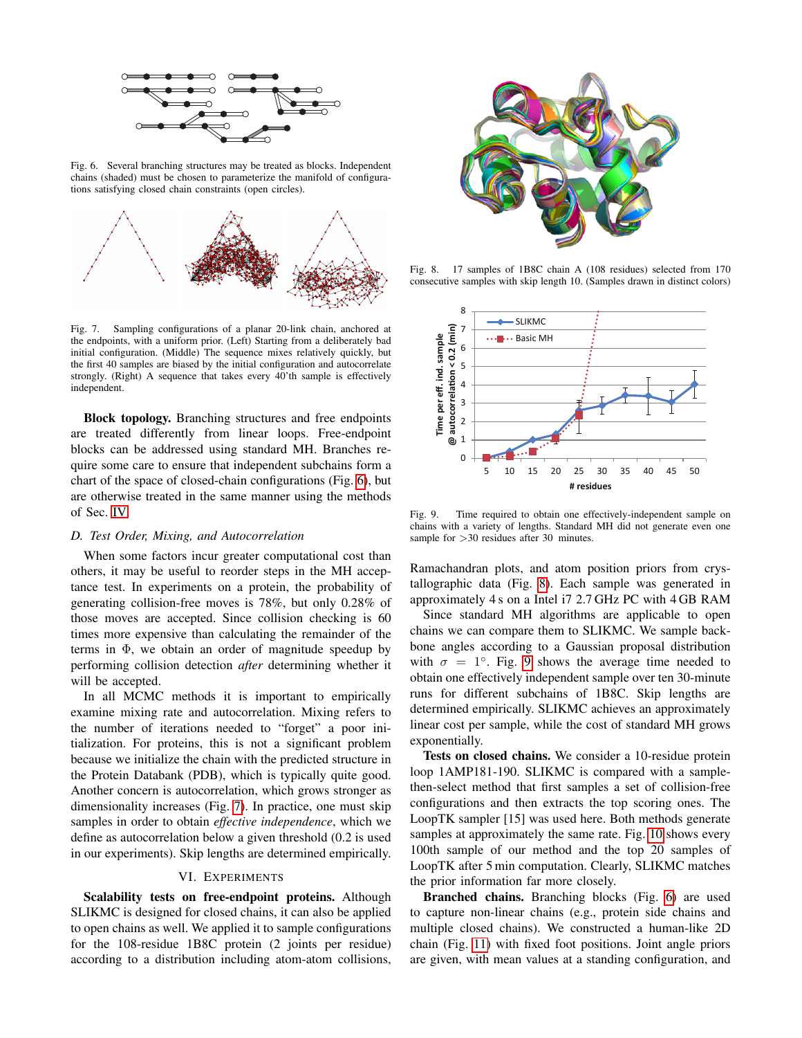Fig. 6. Several branching structures may be treated as blocks. Independent chains (shaded) must be chosen to parameterize the manifold of configurations satisfying closed chain constraints (open circles).

Fig. 7. Sampling configurations of a planar 20-link chain, anchored at the endpoints, with a uniform prior. (Left) Starting from a deliberately bad initial configuration. (Middle) The sequence mixes relatively quickly, but the first 40 samples are biased by the initial configuration and autocorrelate strongly. (Right) A sequence that takes every 40'th sample is effectively independent.

**Block topology.** Branching structures and free endpoints are treated differently from linear loops. Free-endpoint blocks can be addressed using standard MH. Branches require some care to ensure that independent subchains form a chart of the space of closed-chain configurations (Fig. 6), but are otherwise treated in the same manner using the methods of Sec. IV.

### *D. Test Order, Mixing, and Autocorrelation*

When some factors incur greater computational cost than others, it may be useful to reorder steps in the MH acceptance test. In experiments on a protein, the probability of generating collision-free moves is 78%, but only 0.28% of those moves are accepted. Since collision checking is 60 times more expensive than calculating the remainder of the terms in $\Phi$, we obtain an order of magnitude speedup by performing collision detection *after* determining whether it will be accepted.

In all MCMC methods it is important to empirically examine mixing rate and autocorrelation. Mixing refers to the number of iterations needed to "forget" a poor initialization. For proteins, this is not a significant problem because we initialize the chain with the predicted structure in the Protein Databank (PDB), which is typically quite good. Another concern is autocorrelation, which grows stronger as dimensionality increases (Fig. 7). In practice, one must skip samples in order to obtain *effective independence*, which we define as autocorrelation below a given threshold (0.2 is used in our experiments). Skip lengths are determined empirically.

## VI. Experiments

**Scalability tests on free-endpoint proteins.** Although SLIKMC is designed for closed chains, it can also be applied to open chains as well. We applied it to sample configurations for the 108-residue 1B8C protein (2 joints per residue) according to a distribution including atom-atom collisions, Ramachandran plots, and atom position priors from crystallographic data (Fig. 8). Each sample was generated in approximately 4 s on a Intel i7 2.7 GHz PC with 4 GB RAM

Fig. 8. 17 samples of 1B8C chain A (108 residues) selected from 170 consecutive samples with skip length 10. (Samples drawn in distinct colors)

Fig. 9. Time required to obtain one effectively-independent sample on chains with a variety of lengths. Standard MH did not generate even one sample for >30 residues after 30 minutes.

Since standard MH algorithms are applicable to open chains we can compare them to SLIKMC. We sample backbone angles according to a Gaussian proposal distribution with $\sigma = 1°$. Fig. 9 shows the average time needed to obtain one effectively independent sample over ten 30-minute runs for different subchains of 1B8C. Skip lengths are determined empirically. SLIKMC achieves an approximately linear cost per sample, while the cost of standard MH grows exponentially.

**Tests on closed chains.** We consider a 10-residue protein loop 1AMP181-190. SLIKMC is compared with a sample-then-select method that first samples a set of collision-free configurations and then extracts the top scoring ones. The LoopTK sampler [15] was used here. Both methods generate samples at approximately the same rate. Fig. 10 shows every 100th sample of our method and the top 20 samples of LoopTK after 5 min computation. Clearly, SLIKMC matches the prior information far more closely.

**Branched chains.** Branching blocks (Fig. 6) are used to capture non-linear chains (e.g., protein side chains and multiple closed chains). We constructed a human-like 2D chain (Fig. 11) with fixed foot positions. Joint angle priors are given, with mean values at a standing configuration, and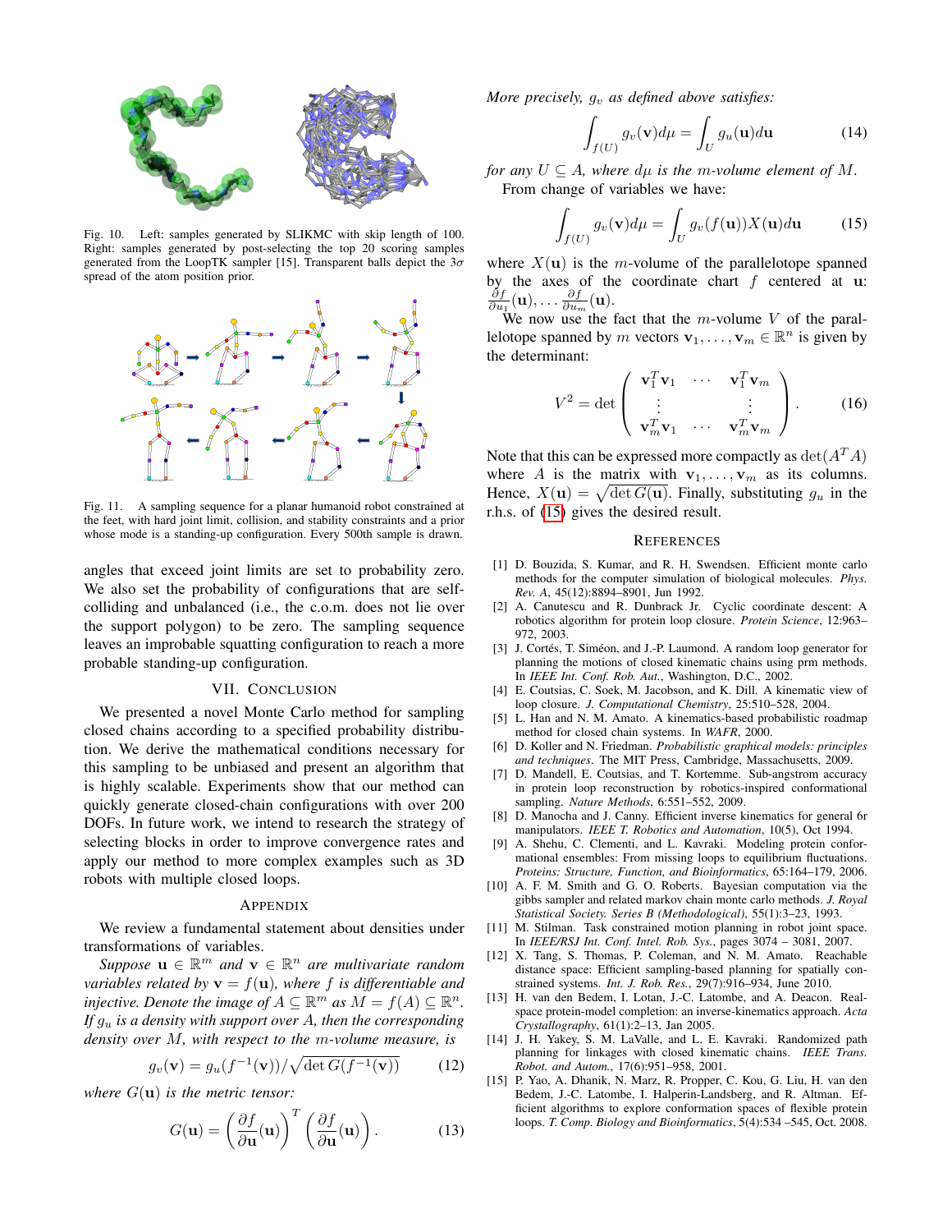Fig. 10. Left: samples generated by SLIKMC with skip length of 100. Right: samples generated by post-selecting the top 20 scoring samples generated from the LoopTK sampler [15]. Transparent balls depict the $3\sigma$ spread of the atom position prior.

Fig. 11. A sampling sequence for a planar humanoid robot constrained at the feet, with hard joint limit, collision, and stability constraints and a prior whose mode is a standing-up configuration. Every 500th sample is drawn.

angles that exceed joint limits are set to probability zero. We also set the probability of configurations that are self-colliding and unbalanced (i.e., the c.o.m. does not lie over the support polygon) to be zero. The sampling sequence leaves an improbable squatting configuration to reach a more probable standing-up configuration.

## VII. Conclusion

We presented a novel Monte Carlo method for sampling closed chains according to a specified probability distribution. We derive the mathematical conditions necessary for this sampling to be unbiased and present an algorithm that is highly scalable. Experiments show that our method can quickly generate closed-chain configurations with over 200 DOFs. In future work, we intend to research the strategy of selecting blocks in order to improve convergence rates and apply our method to more complex examples such as 3D robots with multiple closed loops.

## Appendix

We review a fundamental statement about densities under transformations of variables.

*Suppose $\mathbf{u} \in \mathbb{R}^m$ and $\mathbf{v} \in \mathbb{R}^n$ are multivariate random variables related by $\mathbf{v} = f(\mathbf{u})$, where $f$ is differentiable and injective. Denote the image of $A \subseteq \mathbb{R}^m$ as $M = f(A) \subseteq \mathbb{R}^n$. If $g_u$ is a density with support over $A$, then the corresponding density over $M$, with respect to the $m$-volume measure, is*

$$g_v(\mathbf{v}) = g_u(f^{-1}(\mathbf{v}))/\sqrt{\det G(f^{-1}(\mathbf{v}))} \tag{12}$$

*where $G(\mathbf{u})$ is the metric tensor:*

$$G(\mathbf{u}) = \left(\frac{\partial f}{\partial \mathbf{u}}(\mathbf{u})\right)^T \left(\frac{\partial f}{\partial \mathbf{u}}(\mathbf{u})\right). \tag{13}$$

*More precisely, $g_v$ as defined above satisfies:*

$$\int_{f(U)} g_v(\mathbf{v}) d\mu = \int_U g_u(\mathbf{u}) d\mathbf{u} \tag{14}$$

*for any $U \subseteq A$, where $d\mu$ is the $m$-volume element of $M$.*

From change of variables we have:

$$\int_{f(U)} g_v(\mathbf{v}) d\mu = \int_U g_v(f(\mathbf{u})) X(\mathbf{u}) d\mathbf{u} \tag{15}$$

where $X(\mathbf{u})$ is the $m$-volume of the parallelotope spanned by the axes of the coordinate chart $f$ centered at $\mathbf{u}$: $\frac{\partial f}{\partial u_1}(\mathbf{u}), \ldots \frac{\partial f}{\partial u_m}(\mathbf{u})$.

We now use the fact that the $m$-volume $V$ of the parallelotope spanned by $m$ vectors $\mathbf{v}_1, \ldots, \mathbf{v}_m \in \mathbb{R}^n$ is given by the determinant:

$$V^2 = \det \begin{pmatrix} \mathbf{v}_1^T \mathbf{v}_1 & \cdots & \mathbf{v}_1^T \mathbf{v}_m \\ \vdots & & \vdots \\ \mathbf{v}_m^T \mathbf{v}_1 & \cdots & \mathbf{v}_m^T \mathbf{v}_m \end{pmatrix}. \tag{16}$$

Note that this can be expressed more compactly as $\det(A^T A)$ where $A$ is the matrix with $\mathbf{v}_1, \ldots, \mathbf{v}_m$ as its columns. Hence, $X(\mathbf{u}) = \sqrt{\det G(\mathbf{u})}$. Finally, substituting $g_u$ in the r.h.s. of (15) gives the desired result.

## References

[1] D. Bouzida, S. Kumar, and R. H. Swendsen. Efficient monte carlo methods for the computer simulation of biological molecules. *Phys. Rev. A*, 45(12):8894–8901, Jun 1992.

[2] A. Canutescu and R. Dunbrack Jr. Cyclic coordinate descent: A robotics algorithm for protein loop closure. *Protein Science*, 12:963–972, 2003.

[3] J. Cortés, T. Siméon, and J.-P. Laumond. A random loop generator for planning the motions of closed kinematic chains using prm methods. In *IEEE Int. Conf. Rob. Aut.*, Washington, D.C., 2002.

[4] E. Coutsias, C. Soek, M. Jacobson, and K. Dill. A kinematic view of loop closure. *J. Computational Chemistry*, 25:510–528, 2004.

[5] L. Han and N. M. Amato. A kinematics-based probabilistic roadmap method for closed chain systems. In *WAFR*, 2000.

[6] D. Koller and N. Friedman. *Probabilistic graphical models: principles and techniques*. The MIT Press, Cambridge, Massachusetts, 2009.

[7] D. Mandell, E. Coutsias, and T. Kortemme. Sub-angstrom accuracy in protein loop reconstruction by robotics-inspired conformational sampling. *Nature Methods*, 6:551–552, 2009.

[8] D. Manocha and J. Canny. Efficient inverse kinematics for general 6r manipulators. *IEEE T. Robotics and Automation*, 10(5), Oct 1994.

[9] A. Shehu, C. Clementi, and L. Kavraki. Modeling protein conformational ensembles: From missing loops to equilibrium fluctuations. *Proteins: Structure, Function, and Bioinformatics*, 65:164–179, 2006.

[10] A. F. M. Smith and G. O. Roberts. Bayesian computation via the gibbs sampler and related markov chain monte carlo methods. *J. Royal Statistical Society. Series B (Methodological)*, 55(1):3–23, 1993.

[11] M. Stilman. Task constrained motion planning in robot joint space. In *IEEE/RSJ Int. Conf. Intel. Rob. Sys.*, pages 3074 – 3081, 2007.

[12] X. Tang, S. Thomas, P. Coleman, and N. M. Amato. Reachable distance space: Efficient sampling-based planning for spatially constrained systems. *Int. J. Rob. Res.*, 29(7):916–934, June 2010.

[13] H. van den Bedem, I. Lotan, J.-C. Latombe, and A. Deacon. Real-space protein-model completion: an inverse-kinematics approach. *Acta Crystallography*, 61(1):2–13, Jan 2005.

[14] J. H. Yakey, S. M. LaValle, and L. E. Kavraki. Randomized path planning for linkages with closed kinematic chains. *IEEE Trans. Robot. and Autom.*, 17(6):951–958, 2001.

[15] P. Yao, A. Dhanik, N. Marz, R. Propper, C. Kou, G. Liu, H. van den Bedem, J.-C. Latombe, I. Halperin-Landsberg, and R. Altman. Efficient algorithms to explore conformation spaces of flexible protein loops. *T. Comp. Biology and Bioinformatics*, 5(4):534 –545, Oct. 2008.